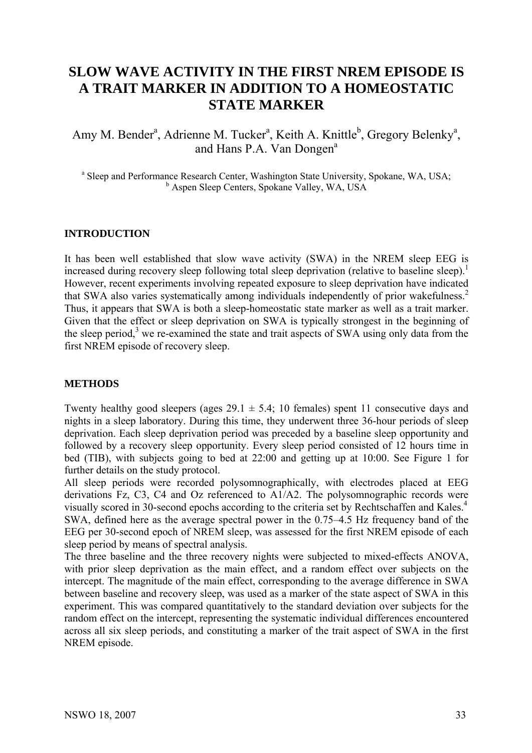# SLOW WAVE ACTIVITY IN THE FIRST NREM EPISODE IS A TRAIT MARKER IN ADDITION TO A HOMEOSTATIC STATE MARKER

Amy M. Bender[a], Adrienne M. Tucker[a], Keith A. Knittle[b], Gregory Belenky[a], and Hans P.A. Van Dongen[a]

[a] Sleep and Performance Research Center, Washington State University, Spokane, WA, USA;
[b] Aspen Sleep Centers, Spokane Valley, WA, USA

## INTRODUCTION

It has been well established that slow wave activity (SWA) in the NREM sleep EEG is increased during recovery sleep following total sleep deprivation (relative to baseline sleep).[1] However, recent experiments involving repeated exposure to sleep deprivation have indicated that SWA also varies systematically among individuals independently of prior wakefulness.[2] Thus, it appears that SWA is both a sleep-homeostatic state marker as well as a trait marker. Given that the effect or sleep deprivation on SWA is typically strongest in the beginning of the sleep period,[3] we re-examined the state and trait aspects of SWA using only data from the first NREM episode of recovery sleep.

## METHODS

Twenty healthy good sleepers (ages 29.1 ± 5.4; 10 females) spent 11 consecutive days and nights in a sleep laboratory. During this time, they underwent three 36-hour periods of sleep deprivation. Each sleep deprivation period was preceded by a baseline sleep opportunity and followed by a recovery sleep opportunity. Every sleep period consisted of 12 hours time in bed (TIB), with subjects going to bed at 22:00 and getting up at 10:00. See Figure 1 for further details on the study protocol.

All sleep periods were recorded polysomnographically, with electrodes placed at EEG derivations Fz, C3, C4 and Oz referenced to A1/A2. The polysomnographic records were visually scored in 30-second epochs according to the criteria set by Rechtschaffen and Kales.[4] SWA, defined here as the average spectral power in the 0.75–4.5 Hz frequency band of the EEG per 30-second epoch of NREM sleep, was assessed for the first NREM episode of each sleep period by means of spectral analysis.

The three baseline and the three recovery nights were subjected to mixed-effects ANOVA, with prior sleep deprivation as the main effect, and a random effect over subjects on the intercept. The magnitude of the main effect, corresponding to the average difference in SWA between baseline and recovery sleep, was used as a marker of the state aspect of SWA in this experiment. This was compared quantitatively to the standard deviation over subjects for the random effect on the intercept, representing the systematic individual differences encountered across all six sleep periods, and constituting a marker of the trait aspect of SWA in the first NREM episode.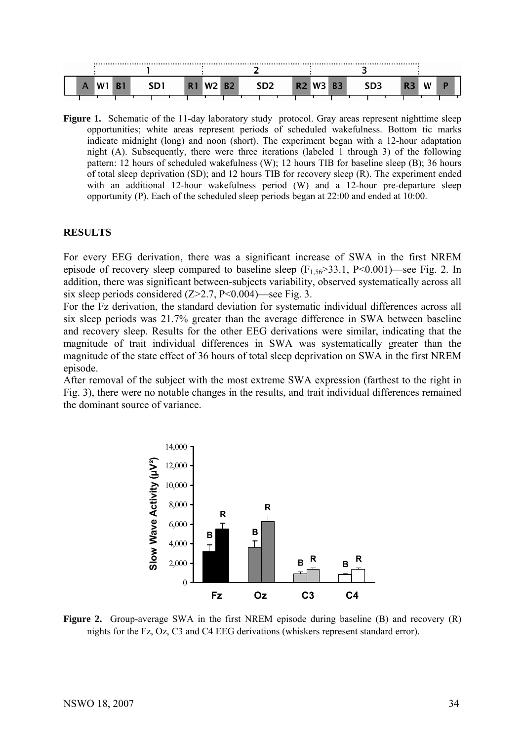**Figure 1.** Schematic of the 11-day laboratory study protocol. Gray areas represent nighttime sleep opportunities; white areas represent periods of scheduled wakefulness. Bottom tic marks indicate midnight (long) and noon (short). The experiment began with a 12-hour adaptation night (A). Subsequently, there were three iterations (labeled 1 through 3) of the following pattern: 12 hours of scheduled wakefulness (W); 12 hours TIB for baseline sleep (B); 36 hours of total sleep deprivation (SD); and 12 hours TIB for recovery sleep (R). The experiment ended with an additional 12-hour wakefulness period (W) and a 12-hour pre-departure sleep opportunity (P). Each of the scheduled sleep periods began at 22:00 and ended at 10:00.

## RESULTS

For every EEG derivation, there was a significant increase of SWA in the first NREM episode of recovery sleep compared to baseline sleep ($F_{1,56}>33.1$, $P<0.001$)—see Fig. 2. In addition, there was significant between-subjects variability, observed systematically across all six sleep periods considered ($Z>2.7$, $P<0.004$)—see Fig. 3.

For the Fz derivation, the standard deviation for systematic individual differences across all six sleep periods was 21.7% greater than the average difference in SWA between baseline and recovery sleep. Results for the other EEG derivations were similar, indicating that the magnitude of trait individual differences in SWA was systematically greater than the magnitude of the state effect of 36 hours of total sleep deprivation on SWA in the first NREM episode.

After removal of the subject with the most extreme SWA expression (farthest to the right in Fig. 3), there were no notable changes in the results, and trait individual differences remained the dominant source of variance.

**Figure 2.** Group-average SWA in the first NREM episode during baseline (B) and recovery (R) nights for the Fz, Oz, C3 and C4 EEG derivations (whiskers represent standard error).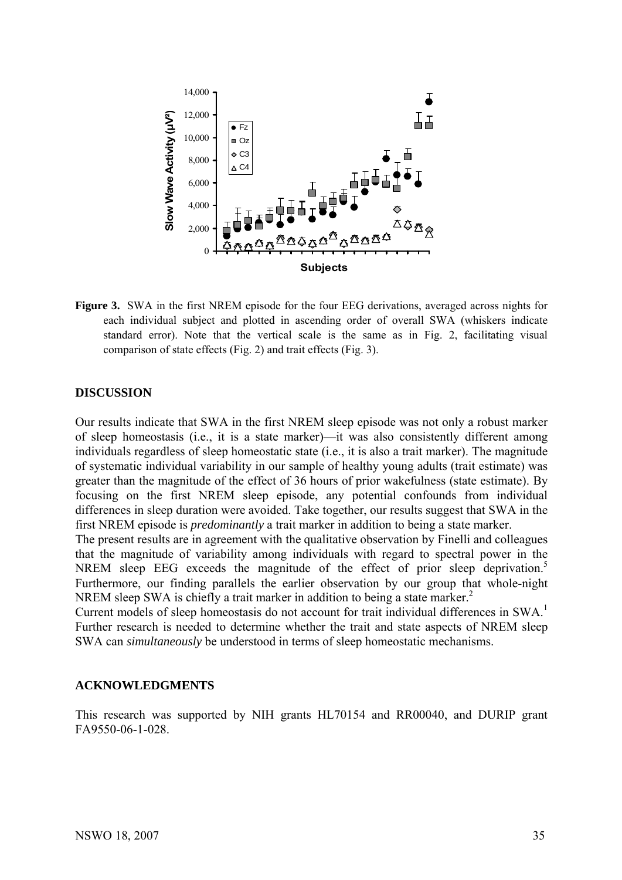**Figure 3.** SWA in the first NREM episode for the four EEG derivations, averaged across nights for each individual subject and plotted in ascending order of overall SWA (whiskers indicate standard error). Note that the vertical scale is the same as in Fig. 2, facilitating visual comparison of state effects (Fig. 2) and trait effects (Fig. 3).

## DISCUSSION

Our results indicate that SWA in the first NREM sleep episode was not only a robust marker of sleep homeostasis (i.e., it is a state marker)—it was also consistently different among individuals regardless of sleep homeostatic state (i.e., it is also a trait marker). The magnitude of systematic individual variability in our sample of healthy young adults (trait estimate) was greater than the magnitude of the effect of 36 hours of prior wakefulness (state estimate). By focusing on the first NREM sleep episode, any potential confounds from individual differences in sleep duration were avoided. Take together, our results suggest that SWA in the first NREM episode is *predominantly* a trait marker in addition to being a state marker.

The present results are in agreement with the qualitative observation by Finelli and colleagues that the magnitude of variability among individuals with regard to spectral power in the NREM sleep EEG exceeds the magnitude of the effect of prior sleep deprivation.[5] Furthermore, our finding parallels the earlier observation by our group that whole-night NREM sleep SWA is chiefly a trait marker in addition to being a state marker.[2]

Current models of sleep homeostasis do not account for trait individual differences in SWA.[1] Further research is needed to determine whether the trait and state aspects of NREM sleep SWA can *simultaneously* be understood in terms of sleep homeostatic mechanisms.

## ACKNOWLEDGMENTS

This research was supported by NIH grants HL70154 and RR00040, and DURIP grant FA9550-06-1-028.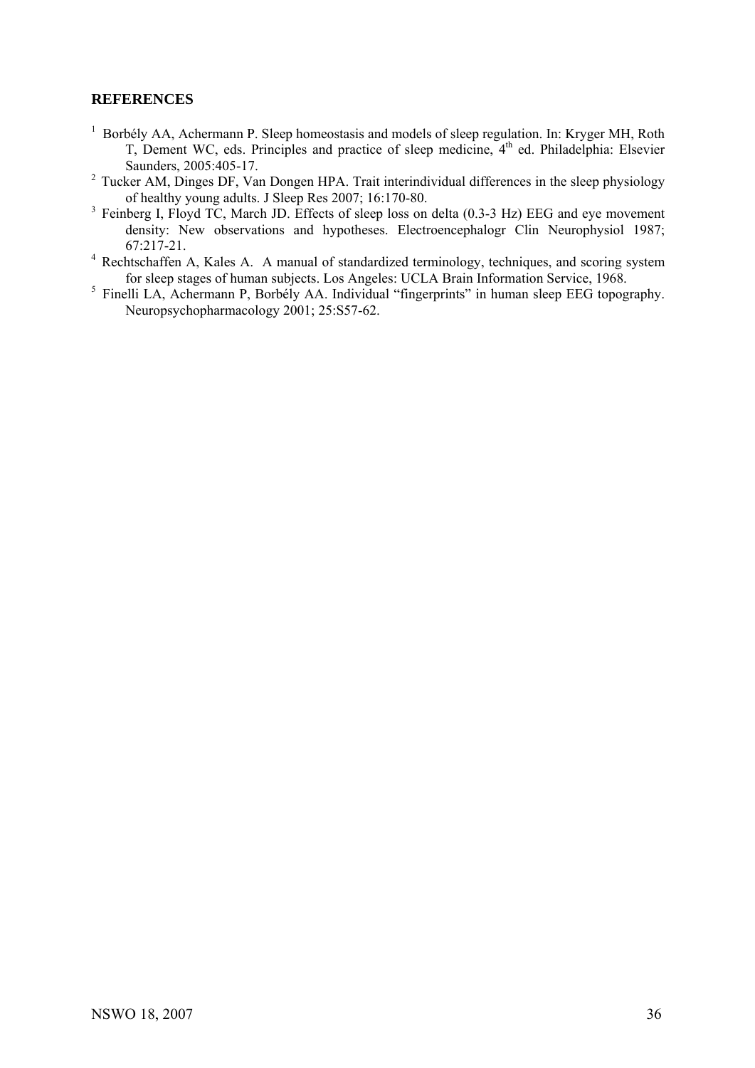## REFERENCES

1. Borbély AA, Achermann P. Sleep homeostasis and models of sleep regulation. In: Kryger MH, Roth T, Dement WC, eds. Principles and practice of sleep medicine, 4th ed. Philadelphia: Elsevier Saunders, 2005:405-17.
2. Tucker AM, Dinges DF, Van Dongen HPA. Trait interindividual differences in the sleep physiology of healthy young adults. J Sleep Res 2007; 16:170-80.
3. Feinberg I, Floyd TC, March JD. Effects of sleep loss on delta (0.3-3 Hz) EEG and eye movement density: New observations and hypotheses. Electroencephalogr Clin Neurophysiol 1987; 67:217-21.
4. Rechtschaffen A, Kales A. A manual of standardized terminology, techniques, and scoring system for sleep stages of human subjects. Los Angeles: UCLA Brain Information Service, 1968.
5. Finelli LA, Achermann P, Borbély AA. Individual "fingerprints" in human sleep EEG topography. Neuropsychopharmacology 2001; 25:S57-62.